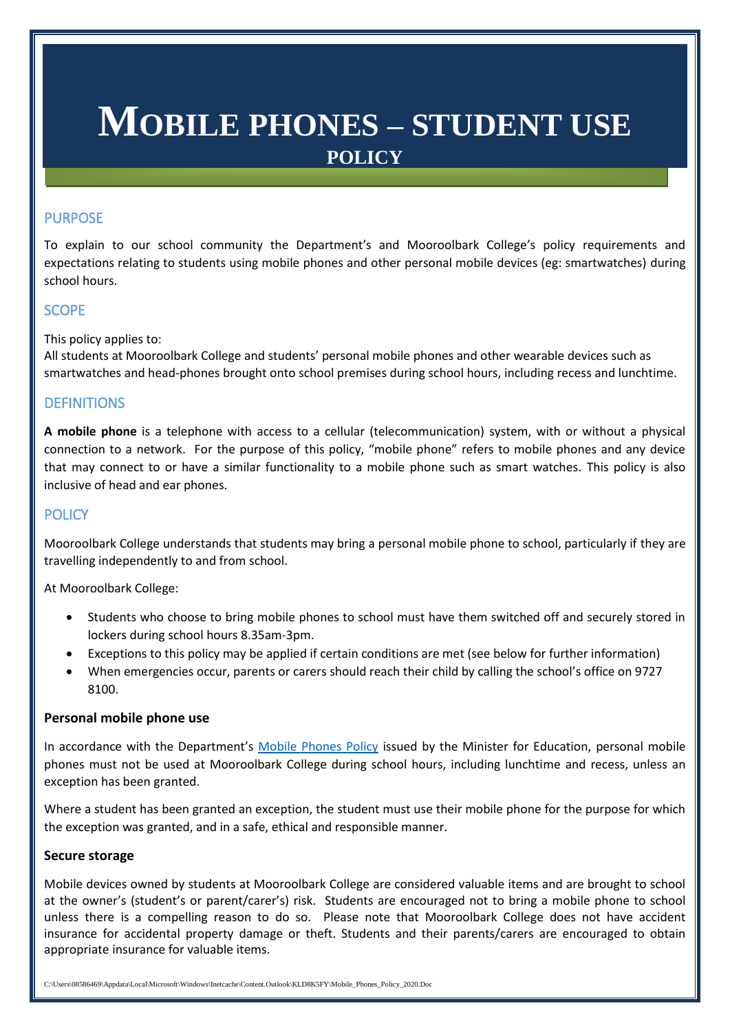# MOBILE PHONES – STUDENT USE POLICY

## PURPOSE

To explain to our school community the Department's and Mooroolbark College's policy requirements and expectations relating to students using mobile phones and other personal mobile devices (eg: smartwatches) during school hours.

## SCOPE

This policy applies to:
All students at Mooroolbark College and students' personal mobile phones and other wearable devices such as smartwatches and head-phones brought onto school premises during school hours, including recess and lunchtime.

## DEFINITIONS

**A mobile phone** is a telephone with access to a cellular (telecommunication) system, with or without a physical connection to a network. For the purpose of this policy, "mobile phone" refers to mobile phones and any device that may connect to or have a similar functionality to a mobile phone such as smart watches. This policy is also inclusive of head and ear phones.

## POLICY

Mooroolbark College understands that students may bring a personal mobile phone to school, particularly if they are travelling independently to and from school.

At Mooroolbark College:

- Students who choose to bring mobile phones to school must have them switched off and securely stored in lockers during school hours 8.35am-3pm.
- Exceptions to this policy may be applied if certain conditions are met (see below for further information)
- When emergencies occur, parents or carers should reach their child by calling the school's office on 9727 8100.

### Personal mobile phone use

In accordance with the Department's Mobile Phones Policy issued by the Minister for Education, personal mobile phones must not be used at Mooroolbark College during school hours, including lunchtime and recess, unless an exception has been granted.

Where a student has been granted an exception, the student must use their mobile phone for the purpose for which the exception was granted, and in a safe, ethical and responsible manner.

### Secure storage

Mobile devices owned by students at Mooroolbark College are considered valuable items and are brought to school at the owner's (student's or parent/carer's) risk. Students are encouraged not to bring a mobile phone to school unless there is a compelling reason to do so. Please note that Mooroolbark College does not have accident insurance for accidental property damage or theft. Students and their parents/carers are encouraged to obtain appropriate insurance for valuable items.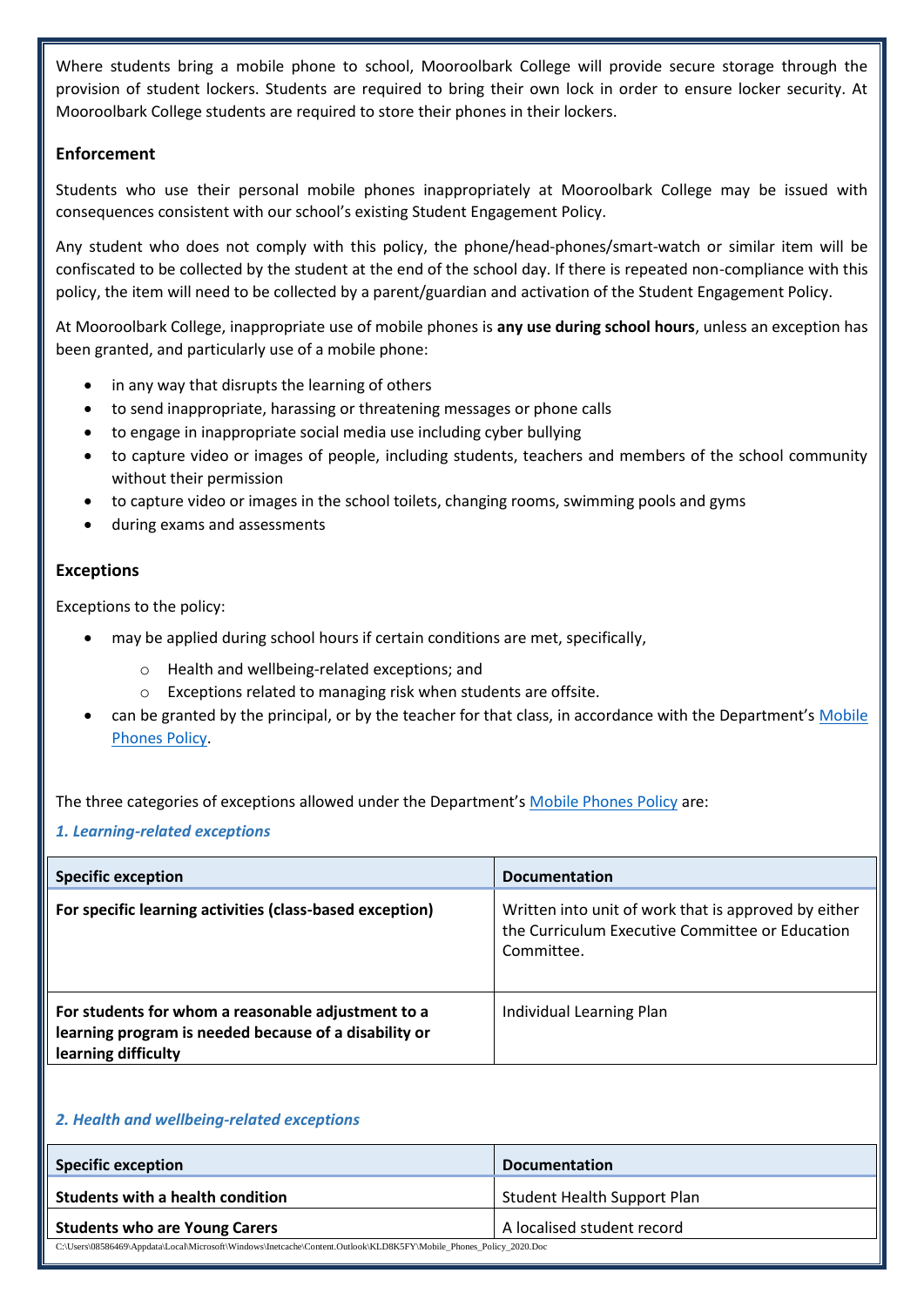Where students bring a mobile phone to school, Mooroolbark College will provide secure storage through the provision of student lockers. Students are required to bring their own lock in order to ensure locker security. At Mooroolbark College students are required to store their phones in their lockers.

### Enforcement

Students who use their personal mobile phones inappropriately at Mooroolbark College may be issued with consequences consistent with our school's existing Student Engagement Policy.

Any student who does not comply with this policy, the phone/head-phones/smart-watch or similar item will be confiscated to be collected by the student at the end of the school day. If there is repeated non-compliance with this policy, the item will need to be collected by a parent/guardian and activation of the Student Engagement Policy.

At Mooroolbark College, inappropriate use of mobile phones is **any use during school hours**, unless an exception has been granted, and particularly use of a mobile phone:

- in any way that disrupts the learning of others
- to send inappropriate, harassing or threatening messages or phone calls
- to engage in inappropriate social media use including cyber bullying
- to capture video or images of people, including students, teachers and members of the school community without their permission
- to capture video or images in the school toilets, changing rooms, swimming pools and gyms
- during exams and assessments

### Exceptions

Exceptions to the policy:

- may be applied during school hours if certain conditions are met, specifically,
    - Health and wellbeing-related exceptions; and
    - Exceptions related to managing risk when students are offsite.
- can be granted by the principal, or by the teacher for that class, in accordance with the Department's Mobile Phones Policy.

The three categories of exceptions allowed under the Department's Mobile Phones Policy are:

***1. Learning-related exceptions***

| Specific exception | Documentation |
|---|---|
| **For specific learning activities (class-based exception)** | Written into unit of work that is approved by either the Curriculum Executive Committee or Education Committee. |
| **For students for whom a reasonable adjustment to a learning program is needed because of a disability or learning difficulty** | Individual Learning Plan |

***2. Health and wellbeing-related exceptions***

| Specific exception | Documentation |
|---|---|
| **Students with a health condition** | Student Health Support Plan |
| **Students who are Young Carers** | A localised student record |

C:\Users\08586469\Appdata\Local\Microsoft\Windows\Inetcache\Content.Outlook\KLD8K5FY\Mobile_Phones_Policy_2020.Doc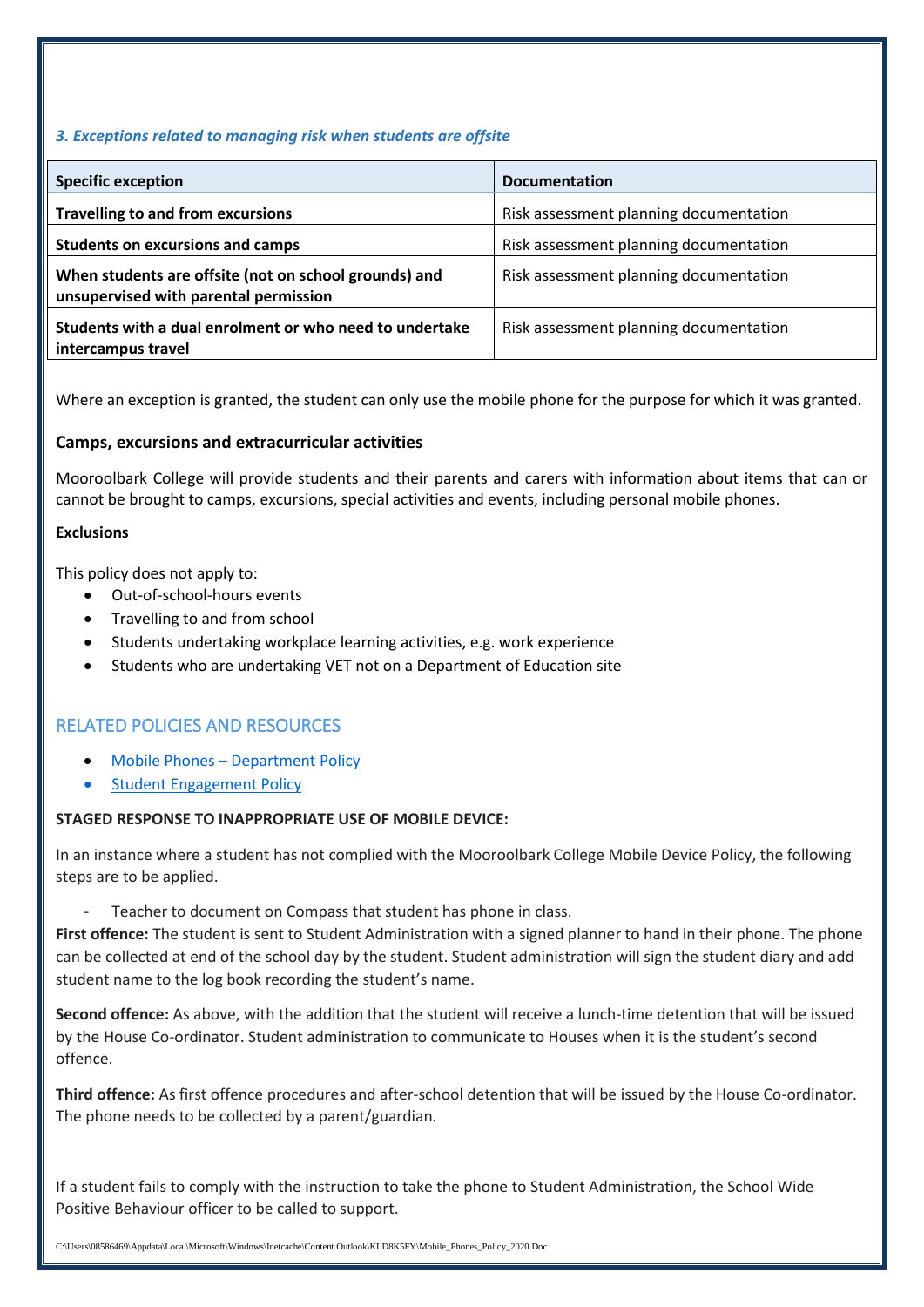### *3. Exceptions related to managing risk when students are offsite*

| Specific exception | Documentation |
| --- | --- |
| **Travelling to and from excursions** | Risk assessment planning documentation |
| **Students on excursions and camps** | Risk assessment planning documentation |
| **When students are offsite (not on school grounds) and unsupervised with parental permission** | Risk assessment planning documentation |
| **Students with a dual enrolment or who need to undertake intercampus travel** | Risk assessment planning documentation |

Where an exception is granted, the student can only use the mobile phone for the purpose for which it was granted.

### Camps, excursions and extracurricular activities

Mooroolbark College will provide students and their parents and carers with information about items that can or cannot be brought to camps, excursions, special activities and events, including personal mobile phones.

**Exclusions**

This policy does not apply to:

- Out-of-school-hours events
- Travelling to and from school
- Students undertaking workplace learning activities, e.g. work experience
- Students who are undertaking VET not on a Department of Education site

## RELATED POLICIES AND RESOURCES

- [Mobile Phones – Department Policy]
- [Student Engagement Policy]

**STAGED RESPONSE TO INAPPROPRIATE USE OF MOBILE DEVICE:**

In an instance where a student has not complied with the Mooroolbark College Mobile Device Policy, the following steps are to be applied.

- Teacher to document on Compass that student has phone in class.

**First offence:** The student is sent to Student Administration with a signed planner to hand in their phone. The phone can be collected at end of the school day by the student. Student administration will sign the student diary and add student name to the log book recording the student's name.

**Second offence:** As above, with the addition that the student will receive a lunch-time detention that will be issued by the House Co-ordinator. Student administration to communicate to Houses when it is the student's second offence.

**Third offence:** As first offence procedures and after-school detention that will be issued by the House Co-ordinator. The phone needs to be collected by a parent/guardian.

If a student fails to comply with the instruction to take the phone to Student Administration, the School Wide Positive Behaviour officer to be called to support.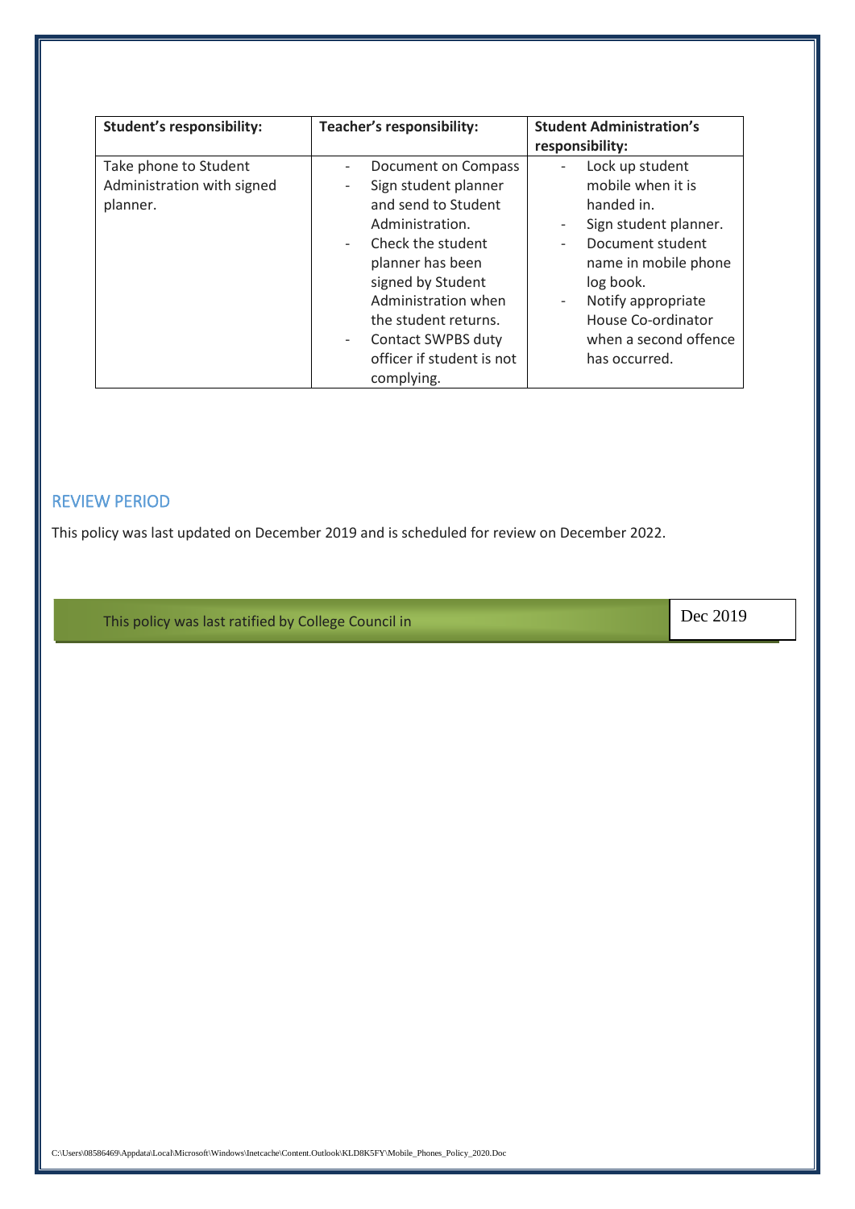| Student's responsibility: | Teacher's responsibility: | Student Administration's responsibility: |
|---|---|---|
| Take phone to Student Administration with signed planner. | - Document on Compass<br>- Sign student planner and send to Student Administration.<br>- Check the student planner has been signed by Student Administration when the student returns.<br>- Contact SWPBS duty officer if student is not complying. | - Lock up student mobile when it is handed in.<br>- Sign student planner.<br>- Document student name in mobile phone log book.<br>- Notify appropriate House Co-ordinator when a second offence has occurred. |

## REVIEW PERIOD

This policy was last updated on December 2019 and is scheduled for review on December 2022.

| | |
|---|---|
| This policy was last ratified by College Council in | Dec 2019 |

C:\Users\08586469\Appdata\Local\Microsoft\Windows\Inetcache\Content.Outlook\KLD8K5FY\Mobile_Phones_Policy_2020.Doc